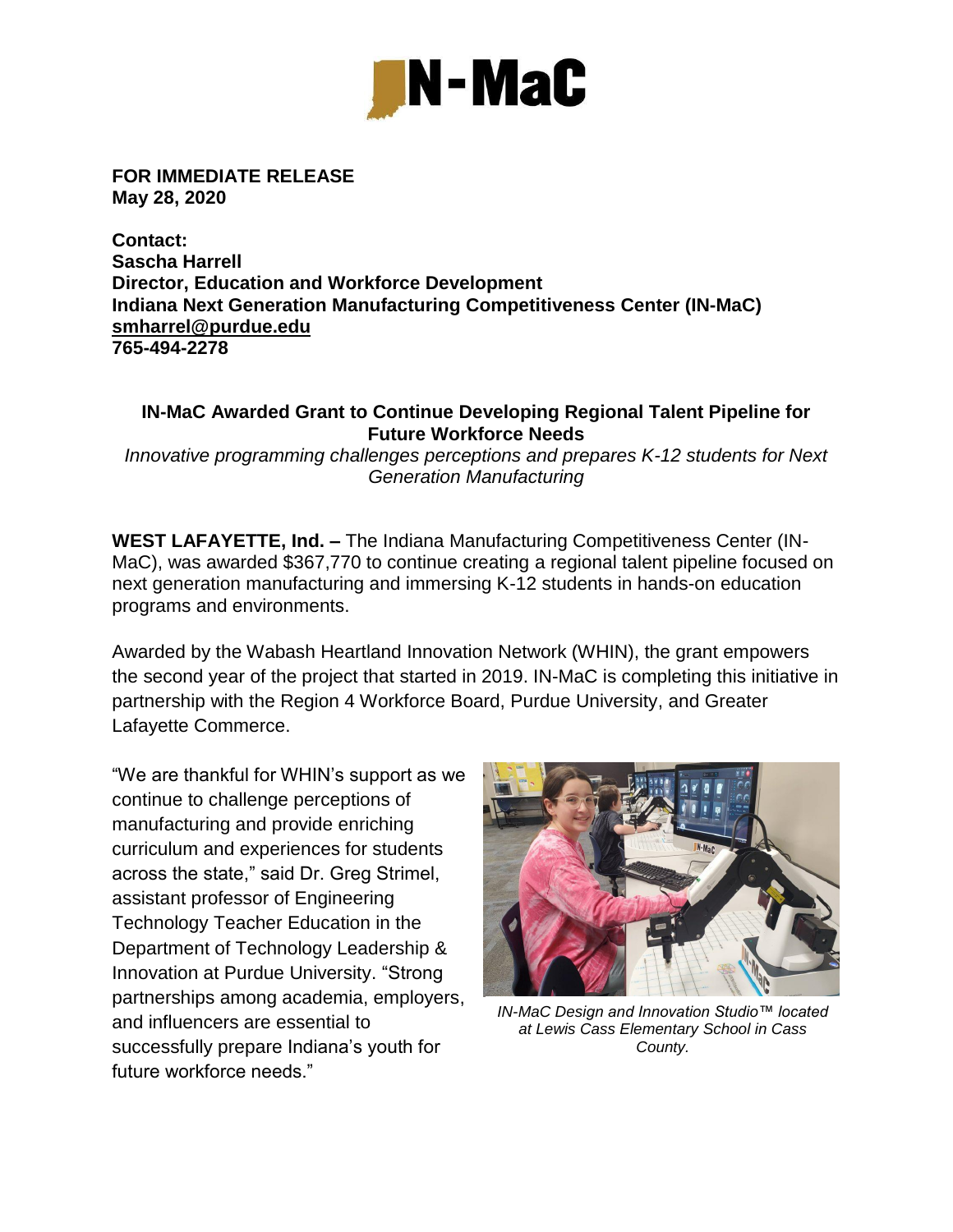IN-MaC

**FOR IMMEDIATE RELEASE**
**May 28, 2020**

**Contact:**
**Sascha Harrell**
**Director, Education and Workforce Development**
**Indiana Next Generation Manufacturing Competitiveness Center (IN-MaC)**
**smharrel@purdue.edu**
**765-494-2278**

## IN-MaC Awarded Grant to Continue Developing Regional Talent Pipeline for Future Workforce Needs

*Innovative programming challenges perceptions and prepares K-12 students for Next Generation Manufacturing*

**WEST LAFAYETTE, Ind. –** The Indiana Manufacturing Competitiveness Center (IN-MaC), was awarded $367,770 to continue creating a regional talent pipeline focused on next generation manufacturing and immersing K-12 students in hands-on education programs and environments.

Awarded by the Wabash Heartland Innovation Network (WHIN), the grant empowers the second year of the project that started in 2019. IN-MaC is completing this initiative in partnership with the Region 4 Workforce Board, Purdue University, and Greater Lafayette Commerce.

"We are thankful for WHIN's support as we continue to challenge perceptions of manufacturing and provide enriching curriculum and experiences for students across the state," said Dr. Greg Strimel, assistant professor of Engineering Technology Teacher Education in the Department of Technology Leadership & Innovation at Purdue University. "Strong partnerships among academia, employers, and influencers are essential to successfully prepare Indiana's youth for future workforce needs."

*IN-MaC Design and Innovation Studio™ located at Lewis Cass Elementary School in Cass County.*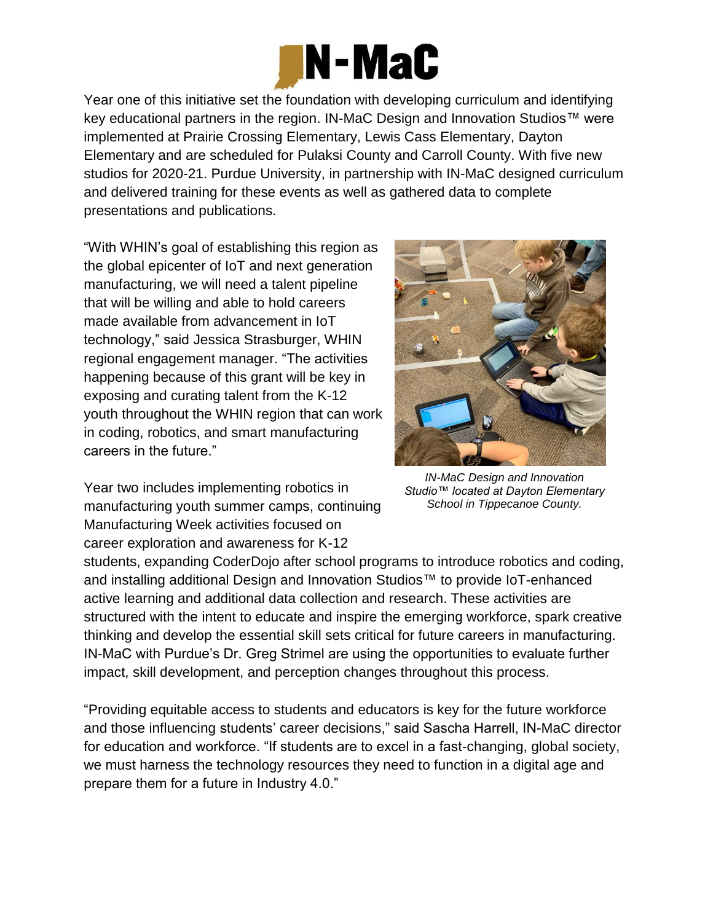Year one of this initiative set the foundation with developing curriculum and identifying key educational partners in the region. IN-MaC Design and Innovation Studios™ were implemented at Prairie Crossing Elementary, Lewis Cass Elementary, Dayton Elementary and are scheduled for Pulaksi County and Carroll County. With five new studios for 2020-21. Purdue University, in partnership with IN-MaC designed curriculum and delivered training for these events as well as gathered data to complete presentations and publications.

"With WHIN's goal of establishing this region as the global epicenter of IoT and next generation manufacturing, we will need a talent pipeline that will be willing and able to hold careers made available from advancement in IoT technology," said Jessica Strasburger, WHIN regional engagement manager. "The activities happening because of this grant will be key in exposing and curating talent from the K-12 youth throughout the WHIN region that can work in coding, robotics, and smart manufacturing careers in the future."

*IN-MaC Design and Innovation Studio™ located at Dayton Elementary School in Tippecanoe County.*

Year two includes implementing robotics in manufacturing youth summer camps, continuing Manufacturing Week activities focused on career exploration and awareness for K-12 students, expanding CoderDojo after school programs to introduce robotics and coding, and installing additional Design and Innovation Studios™ to provide IoT-enhanced active learning and additional data collection and research. These activities are structured with the intent to educate and inspire the emerging workforce, spark creative thinking and develop the essential skill sets critical for future careers in manufacturing. IN-MaC with Purdue's Dr. Greg Strimel are using the opportunities to evaluate further impact, skill development, and perception changes throughout this process.

"Providing equitable access to students and educators is key for the future workforce and those influencing students' career decisions," said Sascha Harrell, IN-MaC director for education and workforce. "If students are to excel in a fast-changing, global society, we must harness the technology resources they need to function in a digital age and prepare them for a future in Industry 4.0."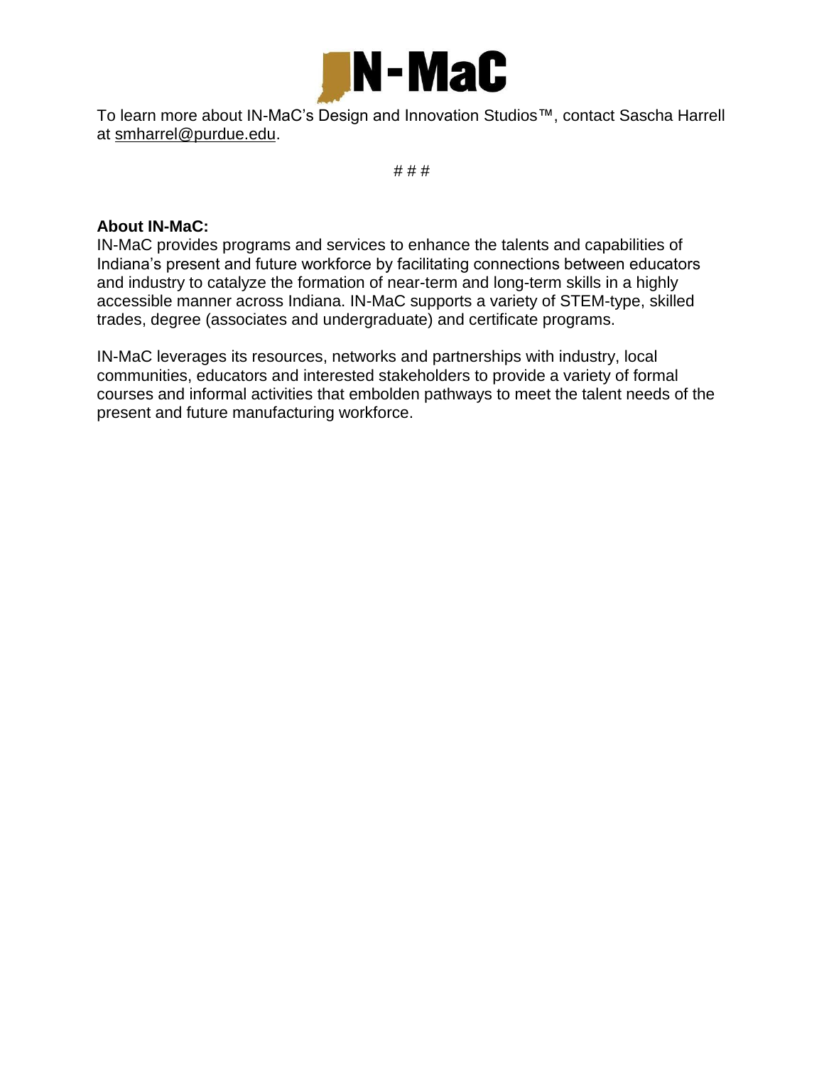To learn more about IN-MaC's Design and Innovation Studios™, contact Sascha Harrell at smharrel@purdue.edu.

# # #

**About IN-MaC:**

IN-MaC provides programs and services to enhance the talents and capabilities of Indiana's present and future workforce by facilitating connections between educators and industry to catalyze the formation of near-term and long-term skills in a highly accessible manner across Indiana. IN-MaC supports a variety of STEM-type, skilled trades, degree (associates and undergraduate) and certificate programs.

IN-MaC leverages its resources, networks and partnerships with industry, local communities, educators and interested stakeholders to provide a variety of formal courses and informal activities that embolden pathways to meet the talent needs of the present and future manufacturing workforce.